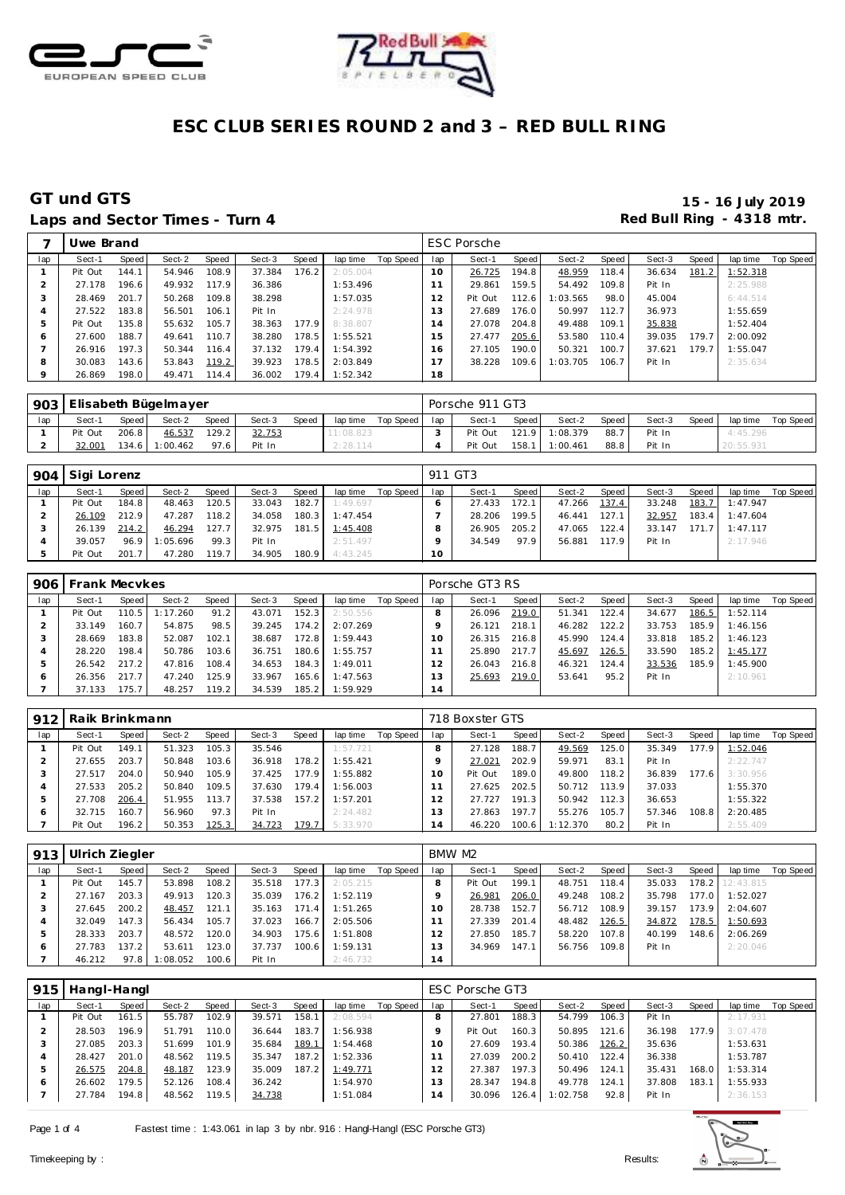# ESC CLUB SERIES ROUND 2 and 3 – RED BULL RING

## GT und GTS

**15 - 16 July 2019**

**Laps and Sector Times - Turn 4**

**Red Bull Ring - 4318 mtr.**

| 7 | Uwe Brand | | | | | | | | ESC Porsche | | | | | | | | | |
|---|---|---|---|---|---|---|---|---|---|---|---|---|---|---|---|---|---|---|
| lap | Sect-1 | Speed | Sect-2 | Speed | Sect-3 | Speed | lap time | Top Speed | lap | Sect-1 | Speed | Sect-2 | Speed | Sect-3 | Speed | lap time | Top Speed |
| 1 | Pit Out | 144.1 | 54.946 | 108.9 | 37.384 | 176.2 | 2:05.004 | | 10 | 26.725 | 194.8 | 48.959 | 118.4 | 36.634 | 181.2 | 1:52.318 | |
| 2 | 27.178 | 196.6 | 49.932 | 117.9 | 36.386 | | 1:53.496 | | 11 | 29.861 | 159.5 | 54.492 | 109.8 | Pit In | | 2:25.988 | |
| 3 | 28.469 | 201.7 | 50.268 | 109.8 | 38.298 | | 1:57.035 | | 12 | Pit Out | 112.6 | 1:03.565 | 98.0 | 45.004 | | 6:44.514 | |
| 4 | 27.522 | 183.8 | 56.501 | 106.1 | Pit In | | 2:24.978 | | 13 | 27.689 | 176.0 | 50.997 | 112.7 | 36.973 | | 1:55.659 | |
| 5 | Pit Out | 135.8 | 55.632 | 105.7 | 38.363 | 177.9 | 8:38.807 | | 14 | 27.078 | 204.8 | 49.488 | 109.1 | 35.838 | | 1:52.404 | |
| 6 | 27.600 | 188.7 | 49.641 | 110.7 | 38.280 | 178.5 | 1:55.521 | | 15 | 27.477 | 205.6 | 53.580 | 110.4 | 39.035 | 179.7 | 2:00.092 | |
| 7 | 26.916 | 197.3 | 50.344 | 116.4 | 37.132 | 179.4 | 1:54.392 | | 16 | 27.105 | 190.0 | 50.321 | 100.7 | 37.621 | 179.7 | 1:55.047 | |
| 8 | 30.083 | 143.6 | 53.843 | 119.2 | 39.923 | 178.5 | 2:03.849 | | 17 | 38.228 | 109.6 | 1:03.705 | 106.7 | Pit In | | 2:35.634 | |
| 9 | 26.869 | 198.0 | 49.471 | 114.4 | 36.002 | 179.4 | 1:52.342 | | 18 | | | | | | | | |

| 903 | Elisabeth Bügelmayer | | | | | | | | Porsche 911 GT3 | | | | | | | | | |
|---|---|---|---|---|---|---|---|---|---|---|---|---|---|---|---|---|---|---|
| lap | Sect-1 | Speed | Sect-2 | Speed | Sect-3 | Speed | lap time | Top Speed | lap | Sect-1 | Speed | Sect-2 | Speed | Sect-3 | Speed | lap time | Top Speed |
| 1 | Pit Out | 206.8 | 46.537 | 129.2 | 32.753 | | 11:08.823 | | 3 | Pit Out | 121.9 | 1:08.379 | 88.7 | Pit In | | 4:45.296 | |
| 2 | 32.001 | 134.6 | 1:00.462 | 97.6 | Pit In | | 2:28.114 | | 4 | Pit Out | 158.1 | 1:00.461 | 88.8 | Pit In | | 20:55.931 | |

| 904 | Sigi Lorenz | | | | | | | | 911 GT3 | | | | | | | | | |
|---|---|---|---|---|---|---|---|---|---|---|---|---|---|---|---|---|---|---|
| lap | Sect-1 | Speed | Sect-2 | Speed | Sect-3 | Speed | lap time | Top Speed | lap | Sect-1 | Speed | Sect-2 | Speed | Sect-3 | Speed | lap time | Top Speed |
| 1 | Pit Out | 184.8 | 48.463 | 120.5 | 33.043 | 182.7 | 1:49.697 | | 6 | 27.433 | 172.1 | 47.266 | 137.4 | 33.248 | 183.7 | 1:47.947 | |
| 2 | 26.109 | 212.9 | 47.287 | 118.2 | 34.058 | 180.3 | 1:47.454 | | 7 | 28.206 | 199.5 | 46.441 | 127.1 | 32.957 | 183.4 | 1:47.604 | |
| 3 | 26.139 | 214.2 | 46.294 | 127.7 | 32.975 | 181.5 | 1:45.408 | | 8 | 26.905 | 205.2 | 47.065 | 122.4 | 33.147 | 171.7 | 1:47.117 | |
| 4 | 39.057 | 96.9 | 1:05.696 | 99.3 | Pit In | | 2:51.497 | | 9 | 34.549 | 97.9 | 56.881 | 117.9 | Pit In | | 2:17.946 | |
| 5 | Pit Out | 201.7 | 47.280 | 119.7 | 34.905 | 180.9 | 4:43.245 | | 10 | | | | | | | | |

| 906 | Frank Mecvkes | | | | | | | | Porsche GT3 RS | | | | | | | | | |
|---|---|---|---|---|---|---|---|---|---|---|---|---|---|---|---|---|---|---|
| lap | Sect-1 | Speed | Sect-2 | Speed | Sect-3 | Speed | lap time | Top Speed | lap | Sect-1 | Speed | Sect-2 | Speed | Sect-3 | Speed | lap time | Top Speed |
| 1 | Pit Out | 110.5 | 1:17.260 | 91.2 | 43.071 | 152.3 | 2:50.556 | | 8 | 26.096 | 219.0 | 51.341 | 122.4 | 34.677 | 186.5 | 1:52.114 | |
| 2 | 33.149 | 160.7 | 54.875 | 98.5 | 39.245 | 174.2 | 2:07.269 | | 9 | 26.121 | 218.1 | 46.282 | 122.2 | 33.753 | 185.9 | 1:46.156 | |
| 3 | 28.669 | 183.8 | 52.087 | 102.1 | 38.687 | 172.8 | 1:59.443 | | 10 | 26.315 | 216.8 | 45.990 | 124.4 | 33.818 | 185.2 | 1:46.123 | |
| 4 | 28.220 | 198.4 | 50.786 | 103.6 | 36.751 | 180.6 | 1:55.757 | | 11 | 25.890 | 217.7 | 45.697 | 126.5 | 33.590 | 185.2 | 1:45.177 | |
| 5 | 26.542 | 217.2 | 47.816 | 108.4 | 34.653 | 184.3 | 1:49.011 | | 12 | 26.043 | 216.8 | 46.321 | 124.4 | 33.536 | 185.9 | 1:45.900 | |
| 6 | 26.356 | 217.7 | 47.240 | 125.9 | 33.967 | 165.6 | 1:47.563 | | 13 | 25.693 | 219.0 | 53.641 | 95.2 | Pit In | | 2:10.961 | |
| 7 | 37.133 | 175.7 | 48.257 | 119.2 | 34.539 | 185.2 | 1:59.929 | | 14 | | | | | | | | |

| 912 | Raik Brinkmann | | | | | | | | 718 Boxster GTS | | | | | | | | | |
|---|---|---|---|---|---|---|---|---|---|---|---|---|---|---|---|---|---|---|
| lap | Sect-1 | Speed | Sect-2 | Speed | Sect-3 | Speed | lap time | Top Speed | lap | Sect-1 | Speed | Sect-2 | Speed | Sect-3 | Speed | lap time | Top Speed |
| 1 | Pit Out | 149.1 | 51.323 | 105.3 | 35.546 | | 1:57.721 | | 8 | 27.128 | 188.7 | 49.569 | 125.0 | 35.349 | 177.9 | 1:52.046 | |
| 2 | 27.655 | 203.7 | 50.848 | 103.6 | 36.918 | 178.2 | 1:55.421 | | 9 | 27.021 | 202.9 | 59.971 | 83.1 | Pit In | | 2:22.747 | |
| 3 | 27.517 | 204.0 | 50.940 | 105.9 | 37.425 | 177.9 | 1:55.882 | | 10 | Pit Out | 189.0 | 49.800 | 118.2 | 36.839 | 177.6 | 3:30.956 | |
| 4 | 27.533 | 205.2 | 50.840 | 109.5 | 37.630 | 179.4 | 1:56.003 | | 11 | 27.625 | 202.5 | 50.712 | 113.9 | 37.033 | | 1:55.370 | |
| 5 | 27.708 | 206.4 | 51.955 | 113.7 | 37.538 | 157.2 | 1:57.201 | | 12 | 27.727 | 191.3 | 50.942 | 112.3 | 36.653 | | 1:55.322 | |
| 6 | 32.715 | 160.7 | 56.960 | 97.3 | Pit In | | 2:24.482 | | 13 | 27.863 | 197.7 | 55.276 | 105.7 | 57.346 | 108.8 | 2:20.485 | |
| 7 | Pit Out | 196.2 | 50.353 | 125.3 | 34.723 | 179.7 | 5:33.970 | | 14 | 46.220 | 100.6 | 1:12.370 | 80.2 | Pit In | | 2:55.409 | |

| 913 | Ulrich Ziegler | | | | | | | | BMW M2 | | | | | | | | | |
|---|---|---|---|---|---|---|---|---|---|---|---|---|---|---|---|---|---|---|
| lap | Sect-1 | Speed | Sect-2 | Speed | Sect-3 | Speed | lap time | Top Speed | lap | Sect-1 | Speed | Sect-2 | Speed | Sect-3 | Speed | lap time | Top Speed |
| 1 | Pit Out | 145.7 | 53.898 | 108.2 | 35.518 | 177.3 | 2:05.215 | | 8 | Pit Out | 199.1 | 48.751 | 118.4 | 35.033 | 178.2 | 12:43.815 | |
| 2 | 27.167 | 203.3 | 49.913 | 120.3 | 35.039 | 176.2 | 1:52.119 | | 9 | 26.981 | 206.0 | 49.248 | 108.2 | 35.798 | 177.0 | 1:52.027 | |
| 3 | 27.645 | 200.2 | 48.457 | 121.1 | 35.163 | 171.4 | 1:51.265 | | 10 | 28.738 | 152.7 | 56.712 | 108.9 | 39.157 | 173.9 | 2:04.607 | |
| 4 | 32.049 | 147.3 | 56.434 | 105.7 | 37.023 | 166.7 | 2:05.506 | | 11 | 27.339 | 201.4 | 48.482 | 126.5 | 34.872 | 178.5 | 1:50.693 | |
| 5 | 28.333 | 203.7 | 48.572 | 120.0 | 34.903 | 175.6 | 1:51.808 | | 12 | 27.850 | 185.7 | 58.220 | 107.8 | 40.199 | 148.6 | 2:06.269 | |
| 6 | 27.783 | 137.2 | 53.611 | 123.0 | 37.737 | 100.6 | 1:59.131 | | 13 | 34.969 | 147.1 | 56.756 | 109.8 | Pit In | | 2:20.046 | |
| 7 | 46.212 | 97.8 | 1:08.052 | 100.6 | Pit In | | 2:46.732 | | 14 | | | | | | | | |

| 915 | Hangl-Hangl | | | | | | | | ESC Porsche GT3 | | | | | | | | | |
|---|---|---|---|---|---|---|---|---|---|---|---|---|---|---|---|---|---|---|
| lap | Sect-1 | Speed | Sect-2 | Speed | Sect-3 | Speed | lap time | Top Speed | lap | Sect-1 | Speed | Sect-2 | Speed | Sect-3 | Speed | lap time | Top Speed |
| 1 | Pit Out | 161.5 | 55.787 | 102.9 | 39.571 | 158.1 | 2:08.594 | | 8 | 27.801 | 188.3 | 54.799 | 106.3 | Pit In | | 2:17.931 | |
| 2 | 28.503 | 196.9 | 51.791 | 110.0 | 36.644 | 183.7 | 1:56.938 | | 9 | Pit Out | 160.3 | 50.895 | 121.6 | 36.198 | 177.9 | 3:07.478 | |
| 3 | 27.085 | 203.3 | 51.699 | 101.9 | 35.680 | 189.1 | 1:54.468 | | 10 | 27.609 | 193.4 | 50.386 | 126.2 | 35.636 | | 1:53.631 | |
| 4 | 28.427 | 201.0 | 48.562 | 119.5 | 35.347 | 187.2 | 1:52.336 | | 11 | 27.039 | 200.2 | 50.410 | 122.4 | 36.338 | | 1:53.787 | |
| 5 | 26.575 | 204.8 | 48.187 | 123.9 | 35.009 | 187.2 | 1:49.771 | | 12 | 27.387 | 197.3 | 50.496 | 124.1 | 35.431 | 168.0 | 1:53.314 | |
| 6 | 26.602 | 179.5 | 52.126 | 108.4 | 36.242 | | 1:54.970 | | 13 | 28.347 | 194.8 | 49.778 | 124.1 | 37.808 | 183.1 | 1:55.933 | |
| 7 | 27.784 | 194.8 | 48.562 | 119.5 | 34.738 | | 1:51.084 | | 14 | 30.096 | 126.4 | 1:02.758 | 92.8 | Pit In | | 2:36.153 | |

Fastest time : 1:43.061 in lap 3 by nbr. 916 : Hangl-Hangl (ESC Porsche GT3)

Timekeeping by : Results: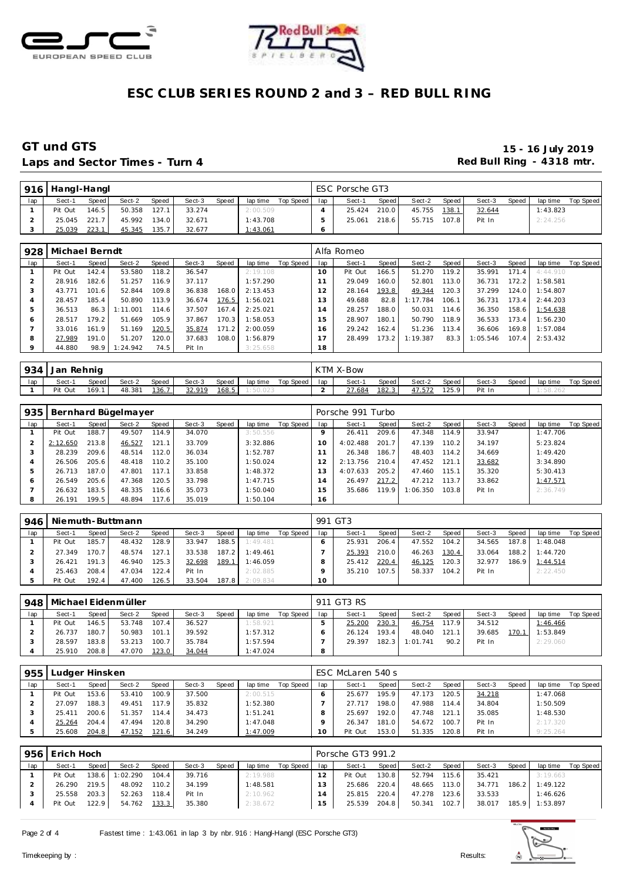# ESC CLUB SERIES ROUND 2 and 3 – RED BULL RING

## GT und GTS

**Laps and Sector Times - Turn 4**

**15 - 16 July 2019**

**Red Bull Ring - 4318 mtr.**

| 916 | Hangl-Hangl | | | | | | | | ESC Porsche GT3 | | | | | | | | |
|---|---|---|---|---|---|---|---|---|---|---|---|---|---|---|---|---|---|
| lap | Sect-1 | Speed | Sect-2 | Speed | Sect-3 | Speed | lap time | Top Speed | lap | Sect-1 | Speed | Sect-2 | Speed | Sect-3 | Speed | lap time | Top Speed |
| 1 | Pit Out | 146.5 | 50.358 | 127.1 | 33.274 | | 2:00.509 | | 4 | 25.424 | 210.0 | 45.755 | 138.1 | 32.644 | | 1:43.823 | |
| 2 | 25.045 | 221.7 | 45.992 | 134.0 | 32.671 | | 1:43.708 | | 5 | 25.061 | 218.6 | 55.715 | 107.8 | Pit In | | 2:24.256 | |
| 3 | 25.039 | 223.1 | 45.345 | 135.7 | 32.677 | | 1:43.061 | | 6 | | | | | | | | |

| 928 | Michael Berndt | | | | | | | | Alfa Romeo | | | | | | | | |
|---|---|---|---|---|---|---|---|---|---|---|---|---|---|---|---|---|---|
| lap | Sect-1 | Speed | Sect-2 | Speed | Sect-3 | Speed | lap time | Top Speed | lap | Sect-1 | Speed | Sect-2 | Speed | Sect-3 | Speed | lap time | Top Speed |
| 1 | Pit Out | 142.4 | 53.580 | 118.2 | 36.547 | | 2:19.108 | | 10 | Pit Out | 166.5 | 51.270 | 119.2 | 35.991 | 171.4 | 4:44.910 | |
| 2 | 28.916 | 182.6 | 51.257 | 116.9 | 37.117 | | 1:57.290 | | 11 | 29.049 | 160.0 | 52.801 | 113.0 | 36.731 | 172.2 | 1:58.581 | |
| 3 | 43.771 | 101.6 | 52.844 | 109.8 | 36.838 | 168.0 | 2:13.453 | | 12 | 28.164 | 193.8 | 49.344 | 120.3 | 37.299 | 124.0 | 1:54.807 | |
| 4 | 28.457 | 185.4 | 50.890 | 113.9 | 36.674 | 176.5 | 1:56.021 | | 13 | 49.688 | 82.8 | 1:17.784 | 106.1 | 36.731 | 173.4 | 2:44.203 | |
| 5 | 36.513 | 86.3 | 1:11.001 | 114.6 | 37.507 | 167.4 | 2:25.021 | | 14 | 28.257 | 188.0 | 50.031 | 114.6 | 36.350 | 158.6 | 1:54.638 | |
| 6 | 28.517 | 179.2 | 51.669 | 105.9 | 37.867 | 170.3 | 1:58.053 | | 15 | 28.907 | 180.1 | 50.790 | 118.9 | 36.533 | 173.4 | 1:56.230 | |
| 7 | 33.016 | 161.9 | 51.169 | 120.5 | 35.874 | 171.2 | 2:00.059 | | 16 | 29.242 | 162.4 | 51.236 | 113.4 | 36.606 | 169.8 | 1:57.084 | |
| 8 | 27.989 | 191.0 | 51.207 | 120.0 | 37.683 | 108.0 | 1:56.879 | | 17 | 28.499 | 173.2 | 1:19.387 | 83.3 | 1:05.546 | 107.4 | 2:53.432 | |
| 9 | 44.880 | 98.9 | 1:24.942 | 74.5 | Pit In | | 3:25.658 | | 18 | | | | | | | | |

| 934 | Jan Rehnig | | | | | | | | KTM X-Bow | | | | | | | | |
|---|---|---|---|---|---|---|---|---|---|---|---|---|---|---|---|---|---|
| lap | Sect-1 | Speed | Sect-2 | Speed | Sect-3 | Speed | lap time | Top Speed | lap | Sect-1 | Speed | Sect-2 | Speed | Sect-3 | Speed | lap time | Top Speed |
| 1 | Pit Out | 169.1 | 48.381 | 136.7 | 32.919 | 168.5 | 1:50.023 | | 2 | 27.684 | 182.3 | 47.572 | 125.9 | Pit In | | 1:58.262 | |

| 935 | Bernhard Bügelmayer | | | | | | | | Porsche 991 Turbo | | | | | | | | |
|---|---|---|---|---|---|---|---|---|---|---|---|---|---|---|---|---|---|
| lap | Sect-1 | Speed | Sect-2 | Speed | Sect-3 | Speed | lap time | Top Speed | lap | Sect-1 | Speed | Sect-2 | Speed | Sect-3 | Speed | lap time | Top Speed |
| 1 | Pit Out | 188.7 | 49.507 | 114.9 | 34.070 | | 3:50.556 | | 9 | 26.411 | 209.6 | 47.348 | 114.9 | 33.947 | | 1:47.706 | |
| 2 | 2:12.650 | 213.8 | 46.527 | 121.1 | 33.709 | | 3:32.886 | | 10 | 4:02.488 | 201.7 | 47.139 | 110.2 | 34.197 | | 5:23.824 | |
| 3 | 28.239 | 209.6 | 48.514 | 112.0 | 36.034 | | 1:52.787 | | 11 | 26.348 | 186.7 | 48.403 | 114.2 | 34.669 | | 1:49.420 | |
| 4 | 26.506 | 205.6 | 48.418 | 110.2 | 35.100 | | 1:50.024 | | 12 | 2:13.756 | 210.4 | 47.452 | 121.1 | 33.682 | | 3:34.890 | |
| 5 | 26.713 | 187.0 | 47.801 | 117.1 | 33.858 | | 1:48.372 | | 13 | 4:07.633 | 205.2 | 47.460 | 115.1 | 35.320 | | 5:30.413 | |
| 6 | 26.549 | 205.6 | 47.368 | 120.5 | 33.798 | | 1:47.715 | | 14 | 26.497 | 217.2 | 47.212 | 113.7 | 33.862 | | 1:47.571 | |
| 7 | 26.632 | 183.5 | 48.335 | 116.6 | 35.073 | | 1:50.040 | | 15 | 35.686 | 119.9 | 1:06.350 | 103.8 | Pit In | | 2:36.749 | |
| 8 | 26.191 | 199.5 | 48.894 | 117.6 | 35.019 | | 1:50.104 | | 16 | | | | | | | | |

| 946 | Niemuth-Buttmann | | | | | | | | 991 GT3 | | | | | | | | |
|---|---|---|---|---|---|---|---|---|---|---|---|---|---|---|---|---|---|
| lap | Sect-1 | Speed | Sect-2 | Speed | Sect-3 | Speed | lap time | Top Speed | lap | Sect-1 | Speed | Sect-2 | Speed | Sect-3 | Speed | lap time | Top Speed |
| 1 | Pit Out | 185.7 | 48.432 | 128.9 | 33.947 | 188.5 | 1:49.481 | | 6 | 25.931 | 206.4 | 47.552 | 104.2 | 34.565 | 187.8 | 1:48.048 | |
| 2 | 27.349 | 170.7 | 48.574 | 127.1 | 33.538 | 187.2 | 1:49.461 | | 7 | 25.393 | 210.0 | 46.263 | 130.4 | 33.064 | 188.2 | 1:44.720 | |
| 3 | 26.421 | 191.3 | 46.940 | 125.3 | 32.698 | 189.1 | 1:46.059 | | 8 | 25.412 | 220.4 | 46.125 | 120.3 | 32.977 | 186.9 | 1:44.514 | |
| 4 | 25.463 | 208.4 | 47.034 | 122.4 | Pit In | | 2:02.885 | | 9 | 35.210 | 107.5 | 58.337 | 104.2 | Pit In | | 2:22.450 | |
| 5 | Pit Out | 192.4 | 47.400 | 126.5 | 33.504 | 187.8 | 2:09.834 | | 10 | | | | | | | | |

| 948 | Michael Eidenmüller | | | | | | | | 911 GT3 RS | | | | | | | | |
|---|---|---|---|---|---|---|---|---|---|---|---|---|---|---|---|---|---|
| lap | Sect-1 | Speed | Sect-2 | Speed | Sect-3 | Speed | lap time | Top Speed | lap | Sect-1 | Speed | Sect-2 | Speed | Sect-3 | Speed | lap time | Top Speed |
| 1 | Pit Out | 146.5 | 53.748 | 107.4 | 36.527 | | 1:58.921 | | 5 | 25.200 | 230.3 | 46.754 | 117.9 | 34.512 | | 1:46.466 | |
| 2 | 26.737 | 180.7 | 50.983 | 101.1 | 39.592 | | 1:57.312 | | 6 | 26.124 | 193.4 | 48.040 | 121.1 | 39.685 | 170.1 | 1:53.849 | |
| 3 | 28.597 | 183.8 | 53.213 | 100.7 | 35.784 | | 1:57.594 | | 7 | 29.397 | 182.3 | 1:01.741 | 90.2 | Pit In | | 2:29.060 | |
| 4 | 25.910 | 208.8 | 47.070 | 123.0 | 34.044 | | 1:47.024 | | 8 | | | | | | | | |

| 955 | Ludger Hinsken | | | | | | | | ESC McLaren 540 s | | | | | | | | |
|---|---|---|---|---|---|---|---|---|---|---|---|---|---|---|---|---|---|
| lap | Sect-1 | Speed | Sect-2 | Speed | Sect-3 | Speed | lap time | Top Speed | lap | Sect-1 | Speed | Sect-2 | Speed | Sect-3 | Speed | lap time | Top Speed |
| 1 | Pit Out | 153.6 | 53.410 | 100.9 | 37.500 | | 2:00.515 | | 6 | 25.677 | 195.9 | 47.173 | 120.5 | 34.218 | | 1:47.068 | |
| 2 | 27.097 | 188.3 | 49.451 | 117.9 | 35.832 | | 1:52.380 | | 7 | 27.717 | 198.0 | 47.988 | 114.4 | 34.804 | | 1:50.509 | |
| 3 | 25.411 | 200.6 | 51.357 | 114.4 | 34.473 | | 1:51.241 | | 8 | 25.697 | 192.0 | 47.748 | 121.1 | 35.085 | | 1:48.530 | |
| 4 | 25.264 | 204.4 | 47.494 | 120.8 | 34.290 | | 1:47.048 | | 9 | 26.347 | 181.0 | 54.672 | 100.7 | Pit In | | 2:17.320 | |
| 5 | 25.608 | 204.8 | 47.152 | 121.6 | 34.249 | | 1:47.009 | | 10 | Pit Out | 153.0 | 51.335 | 120.8 | Pit In | | 9:25.264 | |

| 956 | Erich Hoch | | | | | | | | Porsche GT3 991.2 | | | | | | | | |
|---|---|---|---|---|---|---|---|---|---|---|---|---|---|---|---|---|---|
| lap | Sect-1 | Speed | Sect-2 | Speed | Sect-3 | Speed | lap time | Top Speed | lap | Sect-1 | Speed | Sect-2 | Speed | Sect-3 | Speed | lap time | Top Speed |
| 1 | Pit Out | 138.6 | 1:02.290 | 104.4 | 39.716 | | 2:19.988 | | 12 | Pit Out | 130.8 | 52.794 | 115.6 | 35.421 | | 3:19.663 | |
| 2 | 26.290 | 219.5 | 48.092 | 110.2 | 34.199 | | 1:48.581 | | 13 | 25.686 | 220.4 | 48.665 | 113.0 | 34.771 | 186.2 | 1:49.122 | |
| 3 | 25.558 | 203.3 | 52.263 | 118.4 | Pit In | | 2:10.962 | | 14 | 25.815 | 220.4 | 47.278 | 123.6 | 33.533 | | 1:46.626 | |
| 4 | Pit Out | 122.9 | 54.762 | 133.3 | 35.380 | | 2:38.672 | | 15 | 25.539 | 204.8 | 50.341 | 102.7 | 38.017 | 185.9 | 1:53.897 | |

Fastest time : 1:43.061 in lap 3 by nbr. 916 : Hangl-Hangl (ESC Porsche GT3)

Timekeeping by : Results: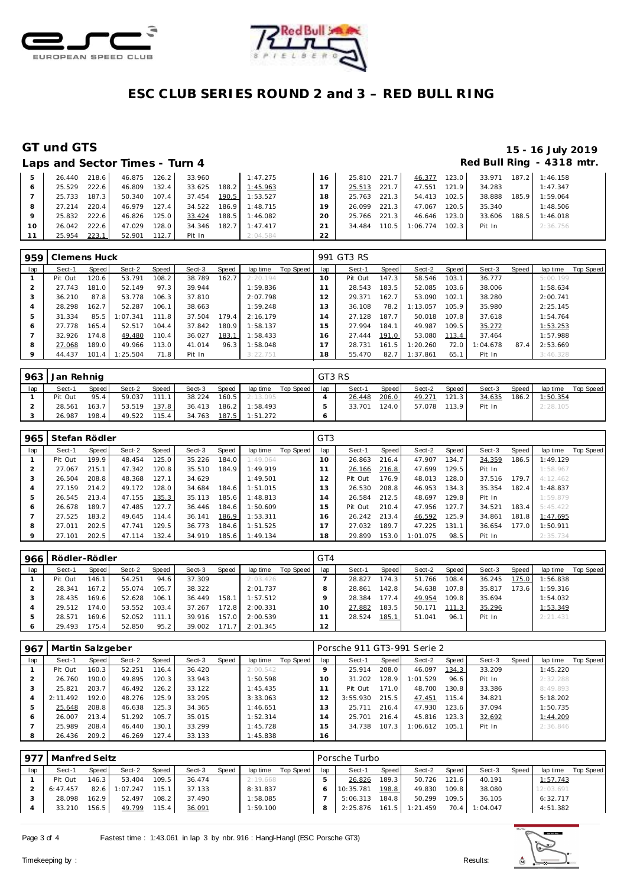# ESC CLUB SERIES ROUND 2 and 3 – RED BULL RING

## GT und GTS

**15 - 16 July 2019**

### Laps and Sector Times - Turn 4

**Red Bull Ring - 4318 mtr.**

| lap | Sect-1 | Speed | Sect-2 | Speed | Sect-3 | Speed | lap time | Top Speed | lap | Sect-1 | Speed | Sect-2 | Speed | Sect-3 | Speed | lap time | Top Speed |
|---|---|---|---|---|---|---|---|---|---|---|---|---|---|---|---|---|---|
| 5 | 26.440 | 218.6 | 46.875 | 126.2 | 33.960 | | 1:47.275 | | 16 | 25.810 | 221.7 | 46.377 | 123.0 | 33.971 | 187.2 | 1:46.158 | |
| 6 | 25.529 | 222.6 | 46.809 | 132.4 | 33.625 | 188.2 | 1:45.963 | | 17 | 25.513 | 221.7 | 47.551 | 121.9 | 34.283 | | 1:47.347 | |
| 7 | 25.733 | 187.3 | 50.340 | 107.4 | 37.454 | 190.5 | 1:53.527 | | 18 | 25.763 | 221.3 | 54.413 | 102.5 | 38.888 | 185.9 | 1:59.064 | |
| 8 | 27.214 | 220.4 | 46.979 | 127.4 | 34.522 | 186.9 | 1:48.715 | | 19 | 26.099 | 221.3 | 47.067 | 120.5 | 35.340 | | 1:48.506 | |
| 9 | 25.832 | 222.6 | 46.826 | 125.0 | 33.424 | 188.5 | 1:46.082 | | 20 | 25.766 | 221.3 | 46.646 | 123.0 | 33.606 | 188.5 | 1:46.018 | |
| 10 | 26.042 | 222.6 | 47.029 | 128.0 | 34.346 | 182.7 | 1:47.417 | | 21 | 34.484 | 110.5 | 1:06.774 | 102.3 | Pit In | | 2:36.756 | |
| 11 | 25.954 | 223.1 | 52.901 | 112.7 | Pit In | | 2:04.584 | | 22 | | | | | | | | |

### 959 Clemens Huck — 991 GT3 RS

| lap | Sect-1 | Speed | Sect-2 | Speed | Sect-3 | Speed | lap time | Top Speed | lap | Sect-1 | Speed | Sect-2 | Speed | Sect-3 | Speed | lap time | Top Speed |
|---|---|---|---|---|---|---|---|---|---|---|---|---|---|---|---|---|---|
| 1 | Pit Out | 120.6 | 53.791 | 108.2 | 38.789 | 162.7 | 2:20.194 | | 10 | Pit Out | 147.3 | 58.546 | 103.1 | 36.777 | | 5:00.199 | |
| 2 | 27.743 | 181.0 | 52.149 | 97.3 | 39.944 | | 1:59.836 | | 11 | 28.543 | 183.5 | 52.085 | 103.6 | 38.006 | | 1:58.634 | |
| 3 | 36.210 | 87.8 | 53.778 | 106.3 | 37.810 | | 2:07.798 | | 12 | 29.371 | 162.7 | 53.090 | 102.1 | 38.280 | | 2:00.741 | |
| 4 | 28.298 | 162.7 | 52.287 | 106.1 | 38.663 | | 1:59.248 | | 13 | 36.108 | 78.2 | 1:13.057 | 105.9 | 35.980 | | 2:25.145 | |
| 5 | 31.334 | 85.5 | 1:07.341 | 111.8 | 37.504 | 179.4 | 2:16.179 | | 14 | 27.128 | 187.7 | 50.018 | 107.8 | 37.618 | | 1:54.764 | |
| 6 | 27.778 | 165.4 | 52.517 | 104.4 | 37.842 | 180.9 | 1:58.137 | | 15 | 27.994 | 184.1 | 49.987 | 109.5 | 35.272 | | 1:53.253 | |
| 7 | 32.926 | 174.8 | 49.480 | 110.4 | 36.027 | 183.1 | 1:58.433 | | 16 | 27.444 | 191.0 | 53.080 | 113.4 | 37.464 | | 1:57.988 | |
| 8 | 27.068 | 189.0 | 49.966 | 113.0 | 41.014 | 96.3 | 1:58.048 | | 17 | 28.731 | 161.5 | 1:20.260 | 72.0 | 1:04.678 | 87.4 | 2:53.669 | |
| 9 | 44.437 | 101.4 | 1:25.504 | 71.8 | Pit In | | 3:22.751 | | 18 | 55.470 | 82.7 | 1:37.861 | 65.1 | Pit In | | 3:46.328 | |

### 963 Jan Rehnig — GT3 RS

| lap | Sect-1 | Speed | Sect-2 | Speed | Sect-3 | Speed | lap time | Top Speed | lap | Sect-1 | Speed | Sect-2 | Speed | Sect-3 | Speed | lap time | Top Speed |
|---|---|---|---|---|---|---|---|---|---|---|---|---|---|---|---|---|---|
| 1 | Pit Out | 95.4 | 59.037 | 111.1 | 38.224 | 160.5 | 2:13.095 | | 4 | 26.448 | 206.0 | 49.271 | 121.3 | 34.635 | 186.2 | 1:50.354 | |
| 2 | 28.561 | 163.7 | 53.519 | 137.8 | 36.413 | 186.2 | 1:58.493 | | 5 | 33.701 | 124.0 | 57.078 | 113.9 | Pit In | | 2:28.105 | |
| 3 | 26.987 | 198.4 | 49.522 | 115.4 | 34.763 | 187.5 | 1:51.272 | | 6 | | | | | | | | |

### 965 Stefan Rödler — GT3

| lap | Sect-1 | Speed | Sect-2 | Speed | Sect-3 | Speed | lap time | Top Speed | lap | Sect-1 | Speed | Sect-2 | Speed | Sect-3 | Speed | lap time | Top Speed |
|---|---|---|---|---|---|---|---|---|---|---|---|---|---|---|---|---|---|
| 1 | Pit Out | 199.9 | 48.454 | 125.0 | 35.226 | 184.0 | 1:49.064 | | 10 | 26.863 | 216.4 | 47.907 | 134.7 | 34.359 | 186.5 | 1:49.129 | |
| 2 | 27.067 | 215.1 | 47.342 | 120.8 | 35.510 | 184.9 | 1:49.919 | | 11 | 26.166 | 216.8 | 47.699 | 129.5 | Pit In | | 1:58.967 | |
| 3 | 26.504 | 208.8 | 48.368 | 127.1 | 34.629 | | 1:49.501 | | 12 | Pit Out | 176.9 | 48.013 | 128.0 | 37.516 | 179.7 | 4:12.462 | |
| 4 | 27.159 | 214.2 | 49.172 | 128.0 | 34.684 | 184.6 | 1:51.015 | | 13 | 26.530 | 208.8 | 46.953 | 134.3 | 35.354 | 182.4 | 1:48.837 | |
| 5 | 26.545 | 213.4 | 47.155 | 135.3 | 35.113 | 185.6 | 1:48.813 | | 14 | 26.584 | 212.5 | 48.697 | 129.8 | Pit In | | 1:59.879 | |
| 6 | 26.678 | 189.7 | 47.485 | 127.7 | 36.446 | 184.6 | 1:50.609 | | 15 | Pit Out | 210.4 | 47.956 | 127.7 | 34.521 | 183.4 | 5:45.422 | |
| 7 | 27.525 | 183.2 | 49.645 | 114.4 | 36.141 | 186.9 | 1:53.311 | | 16 | 26.242 | 213.4 | 46.592 | 125.9 | 34.861 | 181.8 | 1:47.695 | |
| 8 | 27.011 | 202.5 | 47.741 | 129.5 | 36.773 | 184.6 | 1:51.525 | | 17 | 27.032 | 189.7 | 47.225 | 131.1 | 36.654 | 177.0 | 1:50.911 | |
| 9 | 27.101 | 202.5 | 47.114 | 132.4 | 34.919 | 185.6 | 1:49.134 | | 18 | 29.899 | 153.0 | 1:01.075 | 98.5 | Pit In | | 2:35.734 | |

### 966 Rödler-Rödler — GT4

| lap | Sect-1 | Speed | Sect-2 | Speed | Sect-3 | Speed | lap time | Top Speed | lap | Sect-1 | Speed | Sect-2 | Speed | Sect-3 | Speed | lap time | Top Speed |
|---|---|---|---|---|---|---|---|---|---|---|---|---|---|---|---|---|---|
| 1 | Pit Out | 146.1 | 54.251 | 94.6 | 37.309 | | 2:03.426 | | 7 | 28.827 | 174.3 | 51.766 | 108.4 | 36.245 | 175.0 | 1:56.838 | |
| 2 | 28.341 | 167.2 | 55.074 | 105.7 | 38.322 | | 2:01.737 | | 8 | 28.861 | 142.8 | 54.638 | 107.8 | 35.817 | 173.6 | 1:59.316 | |
| 3 | 28.435 | 169.6 | 52.628 | 106.1 | 36.449 | 158.1 | 1:57.512 | | 9 | 28.384 | 177.4 | 49.954 | 109.8 | 35.694 | | 1:54.032 | |
| 4 | 29.512 | 174.0 | 53.552 | 103.4 | 37.267 | 172.8 | 2:00.331 | | 10 | 27.882 | 183.5 | 50.171 | 111.3 | 35.296 | | 1:53.349 | |
| 5 | 28.571 | 169.6 | 52.052 | 111.1 | 39.916 | 157.0 | 2:00.539 | | 11 | 28.524 | 185.1 | 51.041 | 96.1 | Pit In | | 2:21.431 | |
| 6 | 29.493 | 175.4 | 52.850 | 95.2 | 39.002 | 171.7 | 2:01.345 | | 12 | | | | | | | | |

### 967 Martin Salzgeber — Porsche 911 GT3-991 Serie 2

| lap | Sect-1 | Speed | Sect-2 | Speed | Sect-3 | Speed | lap time | Top Speed | lap | Sect-1 | Speed | Sect-2 | Speed | Sect-3 | Speed | lap time | Top Speed |
|---|---|---|---|---|---|---|---|---|---|---|---|---|---|---|---|---|---|
| 1 | Pit Out | 160.3 | 52.251 | 116.4 | 36.420 | | 2:00.542 | | 9 | 25.914 | 208.0 | 46.097 | 134.3 | 33.209 | | 1:45.220 | |
| 2 | 26.760 | 190.0 | 49.895 | 120.3 | 33.943 | | 1:50.598 | | 10 | 31.202 | 128.9 | 1:01.529 | 96.6 | Pit In | | 2:32.288 | |
| 3 | 25.821 | 203.7 | 46.492 | 126.2 | 33.122 | | 1:45.435 | | 11 | Pit Out | 171.0 | 48.700 | 130.8 | 33.386 | | 8:49.893 | |
| 4 | 2:11.492 | 192.0 | 48.276 | 125.9 | 33.295 | | 3:33.063 | | 12 | 3:55.930 | 215.5 | 47.451 | 115.4 | 34.821 | | 5:18.202 | |
| 5 | 25.648 | 208.8 | 46.638 | 125.3 | 34.365 | | 1:46.651 | | 13 | 25.711 | 216.4 | 47.930 | 123.6 | 37.094 | | 1:50.735 | |
| 6 | 26.007 | 213.4 | 51.292 | 105.7 | 35.015 | | 1:52.314 | | 14 | 25.701 | 216.4 | 45.816 | 123.3 | 32.692 | | 1:44.209 | |
| 7 | 25.989 | 208.4 | 46.440 | 130.1 | 33.299 | | 1:45.728 | | 15 | 34.738 | 107.3 | 1:06.612 | 105.1 | Pit In | | 2:36.846 | |
| 8 | 26.436 | 209.2 | 46.269 | 127.4 | 33.133 | | 1:45.838 | | 16 | | | | | | | | |

### 977 Manfred Seitz — Porsche Turbo

| lap | Sect-1 | Speed | Sect-2 | Speed | Sect-3 | Speed | lap time | Top Speed | lap | Sect-1 | Speed | Sect-2 | Speed | Sect-3 | Speed | lap time | Top Speed |
|---|---|---|---|---|---|---|---|---|---|---|---|---|---|---|---|---|---|
| 1 | Pit Out | 146.3 | 53.404 | 109.5 | 36.474 | | 2:19.668 | | 5 | 26.826 | 189.3 | 50.726 | 121.6 | 40.191 | | 1:57.743 | |
| 2 | 6:47.457 | 82.6 | 1:07.247 | 115.1 | 37.133 | | 8:31.837 | | 6 | 10:35.781 | 198.8 | 49.830 | 109.8 | 38.080 | | 12:03.691 | |
| 3 | 28.098 | 162.9 | 52.497 | 108.2 | 37.490 | | 1:58.085 | | 7 | 5:06.313 | 184.8 | 50.299 | 109.5 | 36.105 | | 6:32.717 | |
| 4 | 33.210 | 156.5 | 49.799 | 115.4 | 36.091 | | 1:59.100 | | 8 | 2:25.876 | 161.5 | 1:21.459 | 70.4 | 1:04.047 | | 4:51.382 | |

Fastest time : 1:43.061 in lap 3 by nbr. 916 : Hangl-Hangl (ESC Porsche GT3)

Timekeeping by : Results: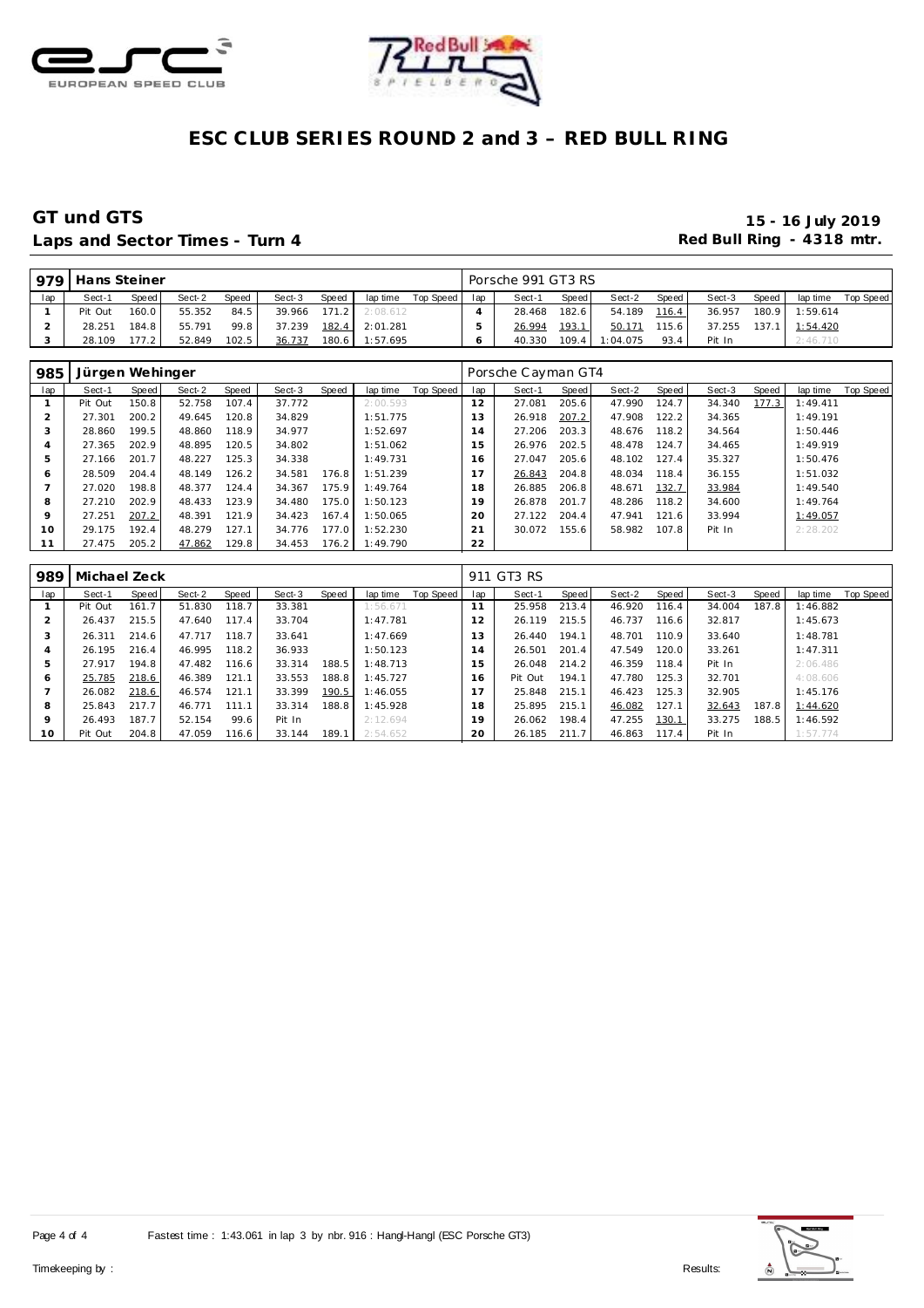# ESC CLUB SERIES ROUND 2 and 3 – RED BULL RING

## GT und GTS

**Laps and Sector Times - Turn 4**

**15 - 16 July 2019**

**Red Bull Ring - 4318 mtr.**

| 979 | Hans Steiner | | | | | | | | | Porsche 991 GT3 RS | | | | | | | | |
|---|---|---|---|---|---|---|---|---|---|---|---|---|---|---|---|---|---|---|
| lap | Sect-1 | Speed | Sect-2 | Speed | Sect-3 | Speed | lap time | Top Speed | lap | Sect-1 | Speed | Sect-2 | Speed | Sect-3 | Speed | lap time | Top Speed |
| 1 | Pit Out | 160.0 | 55.352 | 84.5 | 39.966 | 171.2 | 2:08.612 | | 4 | 28.468 | 182.6 | 54.189 | 116.4 | 36.957 | 180.9 | 1:59.614 | |
| 2 | 28.251 | 184.8 | 55.791 | 99.8 | 37.239 | 182.4 | 2:01.281 | | 5 | 26.994 | 193.1 | 50.171 | 115.6 | 37.255 | 137.1 | 1:54.420 | |
| 3 | 28.109 | 177.2 | 52.849 | 102.5 | 36.737 | 180.6 | 1:57.695 | | 6 | 40.330 | 109.4 | 1:04.075 | 93.4 | Pit In | | 2:46.710 | |

| 985 | Jürgen Wehinger | | | | | | | | Porsche Cayman GT4 | | | | | | | | |
|---|---|---|---|---|---|---|---|---|---|---|---|---|---|---|---|---|---|
| lap | Sect-1 | Speed | Sect-2 | Speed | Sect-3 | Speed | lap time | Top Speed | lap | Sect-1 | Speed | Sect-2 | Speed | Sect-3 | Speed | lap time | Top Speed |
| 1 | Pit Out | 150.8 | 52.758 | 107.4 | 37.772 | | 2:00.593 | | 12 | 27.081 | 205.6 | 47.990 | 124.7 | 34.340 | 177.3 | 1:49.411 | |
| 2 | 27.301 | 200.2 | 49.645 | 120.8 | 34.829 | | 1:51.775 | | 13 | 26.918 | 207.2 | 47.908 | 122.2 | 34.365 | | 1:49.191 | |
| 3 | 28.860 | 199.5 | 48.860 | 118.9 | 34.977 | | 1:52.697 | | 14 | 27.206 | 203.3 | 48.676 | 118.2 | 34.564 | | 1:50.446 | |
| 4 | 27.365 | 202.9 | 48.895 | 120.5 | 34.802 | | 1:51.062 | | 15 | 26.976 | 202.5 | 48.478 | 124.7 | 34.465 | | 1:49.919 | |
| 5 | 27.166 | 201.7 | 48.227 | 125.3 | 34.338 | | 1:49.731 | | 16 | 27.047 | 205.6 | 48.102 | 127.4 | 35.327 | | 1:50.476 | |
| 6 | 28.509 | 204.4 | 48.149 | 126.2 | 34.581 | 176.8 | 1:51.239 | | 17 | 26.843 | 204.8 | 48.034 | 118.4 | 36.155 | | 1:51.032 | |
| 7 | 27.020 | 198.8 | 48.377 | 124.4 | 34.367 | 175.9 | 1:49.764 | | 18 | 26.885 | 206.8 | 48.671 | 132.7 | 33.984 | | 1:49.540 | |
| 8 | 27.210 | 202.9 | 48.433 | 123.9 | 34.480 | 175.0 | 1:50.123 | | 19 | 26.878 | 201.7 | 48.286 | 118.2 | 34.600 | | 1:49.764 | |
| 9 | 27.251 | 207.2 | 48.391 | 121.9 | 34.423 | 167.4 | 1:50.065 | | 20 | 27.122 | 204.4 | 47.941 | 121.6 | 33.994 | | 1:49.057 | |
| 10 | 29.175 | 192.4 | 48.279 | 127.1 | 34.776 | 177.0 | 1:52.230 | | 21 | 30.072 | 155.6 | 58.982 | 107.8 | Pit In | | 2:28.202 | |
| 11 | 27.475 | 205.2 | 47.862 | 129.8 | 34.453 | 176.2 | 1:49.790 | | 22 | | | | | | | | |

| 989 | Michael Zeck | | | | | | | | 911 GT3 RS | | | | | | | | |
|---|---|---|---|---|---|---|---|---|---|---|---|---|---|---|---|---|---|
| lap | Sect-1 | Speed | Sect-2 | Speed | Sect-3 | Speed | lap time | Top Speed | lap | Sect-1 | Speed | Sect-2 | Speed | Sect-3 | Speed | lap time | Top Speed |
| 1 | Pit Out | 161.7 | 51.830 | 118.7 | 33.381 | | 1:56.671 | | 11 | 25.958 | 213.4 | 46.920 | 116.4 | 34.004 | 187.8 | 1:46.882 | |
| 2 | 26.437 | 215.5 | 47.640 | 117.4 | 33.704 | | 1:47.781 | | 12 | 26.119 | 215.5 | 46.737 | 116.6 | 32.817 | | 1:45.673 | |
| 3 | 26.311 | 214.6 | 47.717 | 118.7 | 33.641 | | 1:47.669 | | 13 | 26.440 | 194.1 | 48.701 | 110.9 | 33.640 | | 1:48.781 | |
| 4 | 26.195 | 216.4 | 46.995 | 118.2 | 36.933 | | 1:50.123 | | 14 | 26.501 | 201.4 | 47.549 | 120.0 | 33.261 | | 1:47.311 | |
| 5 | 27.917 | 194.8 | 47.482 | 116.6 | 33.314 | 188.5 | 1:48.713 | | 15 | 26.048 | 214.2 | 46.359 | 118.4 | Pit In | | 2:06.486 | |
| 6 | 25.785 | 218.6 | 46.389 | 121.1 | 33.553 | 188.8 | 1:45.727 | | 16 | Pit Out | 194.1 | 47.780 | 125.3 | 32.701 | | 4:08.606 | |
| 7 | 26.082 | 218.6 | 46.574 | 121.1 | 33.399 | 190.5 | 1:46.055 | | 17 | 25.848 | 215.1 | 46.423 | 125.3 | 32.905 | | 1:45.176 | |
| 8 | 25.843 | 217.7 | 46.771 | 111.1 | 33.314 | 188.8 | 1:45.928 | | 18 | 25.895 | 215.1 | 46.082 | 127.1 | 32.643 | 187.8 | 1:44.620 | |
| 9 | 26.493 | 187.7 | 52.154 | 99.6 | Pit In | | 2:12.694 | | 19 | 26.062 | 198.4 | 47.255 | 130.1 | 33.275 | 188.5 | 1:46.592 | |
| 10 | Pit Out | 204.8 | 47.059 | 116.6 | 33.144 | 189.1 | 2:54.652 | | 20 | 26.185 | 211.7 | 46.863 | 117.4 | Pit In | | 1:57.774 | |

Fastest time : 1:43.061 in lap 3 by nbr. 916 : Hangl-Hangl (ESC Porsche GT3)

Timekeeping by :

Results: